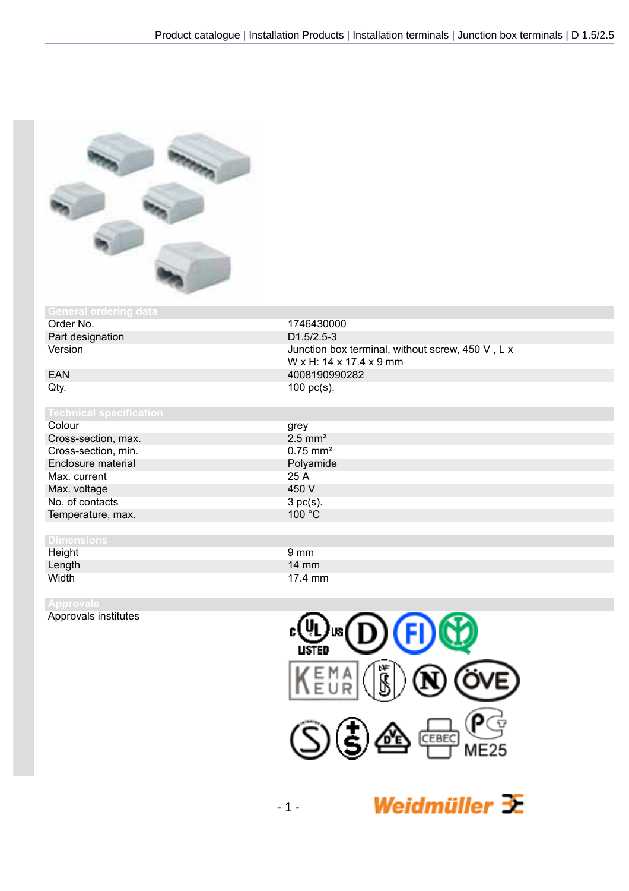## General ordering data

| | |
|---|---|
| Order No. | 1746430000 |
| Part designation | D1.5/2.5-3 |
| Version | Junction box terminal, without screw, 450 V , L x W x H: 14 x 17.4 x 9 mm |
| EAN | 4008190990282 |
| Qty. | 100 pc(s). |

## Technical specification

| | |
|---|---|
| Colour | grey |
| Cross-section, max. | 2.5 mm² |
| Cross-section, min. | 0.75 mm² |
| Enclosure material | Polyamide |
| Max. current | 25 A |
| Max. voltage | 450 V |
| No. of contacts | 3 pc(s). |
| Temperature, max. | 100 °C |

## Dimensions

| | |
|---|---|
| Height | 9 mm |
| Length | 14 mm |
| Width | 17.4 mm |

## Approvals

| | |
|---|---|
| Approvals institutes | |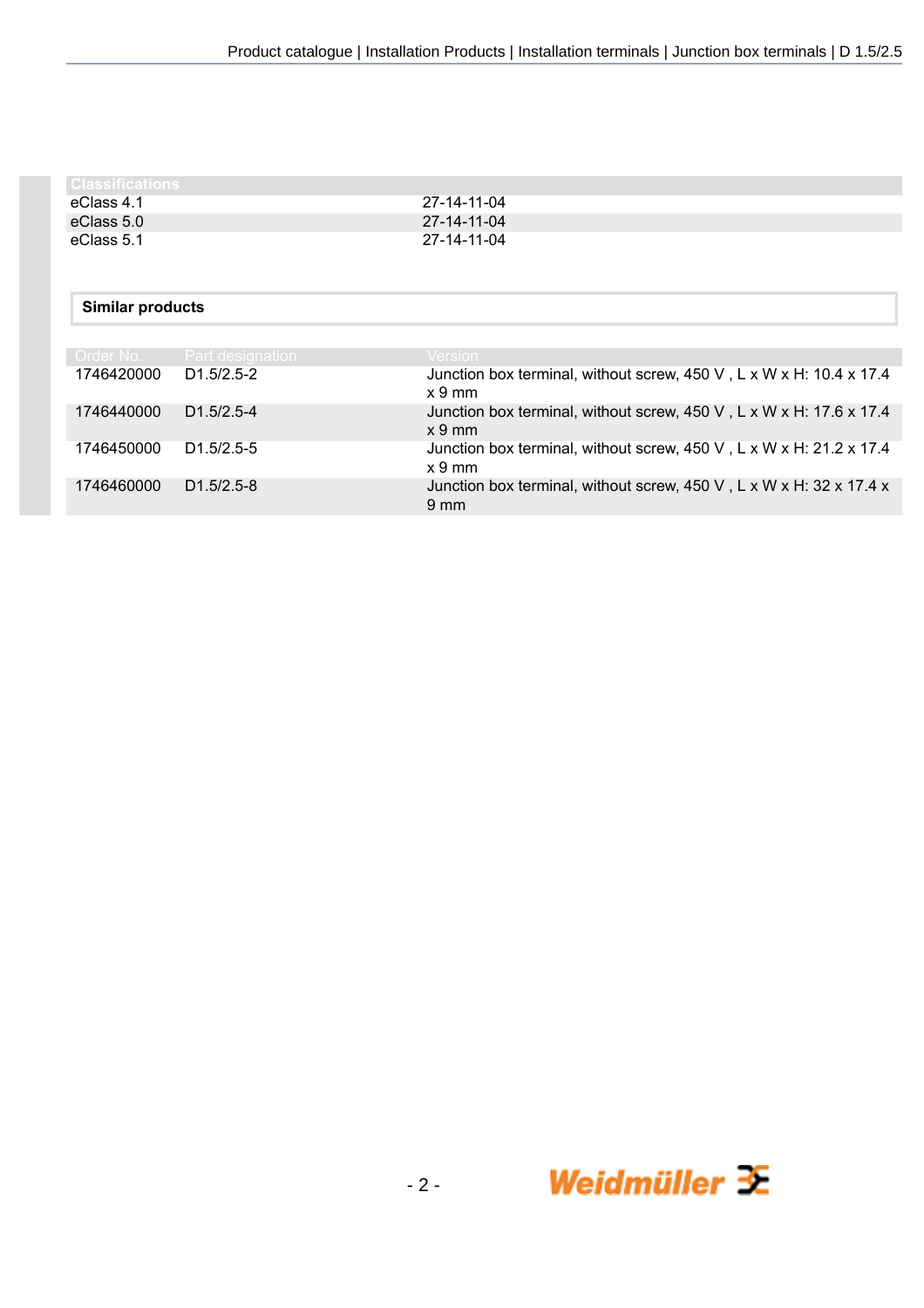| Classifications | |
| --- | --- |
| eClass 4.1 | 27-14-11-04 |
| eClass 5.0 | 27-14-11-04 |
| eClass 5.1 | 27-14-11-04 |

## Similar products

| Order No. | Part designation | Version |
| --- | --- | --- |
| 1746420000 | D1.5/2.5-2 | Junction box terminal, without screw, 450 V , L x W x H: 10.4 x 17.4 x 9 mm |
| 1746440000 | D1.5/2.5-4 | Junction box terminal, without screw, 450 V , L x W x H: 17.6 x 17.4 x 9 mm |
| 1746450000 | D1.5/2.5-5 | Junction box terminal, without screw, 450 V , L x W x H: 21.2 x 17.4 x 9 mm |
| 1746460000 | D1.5/2.5-8 | Junction box terminal, without screw, 450 V , L x W x H: 32 x 17.4 x 9 mm |

Weidmüller